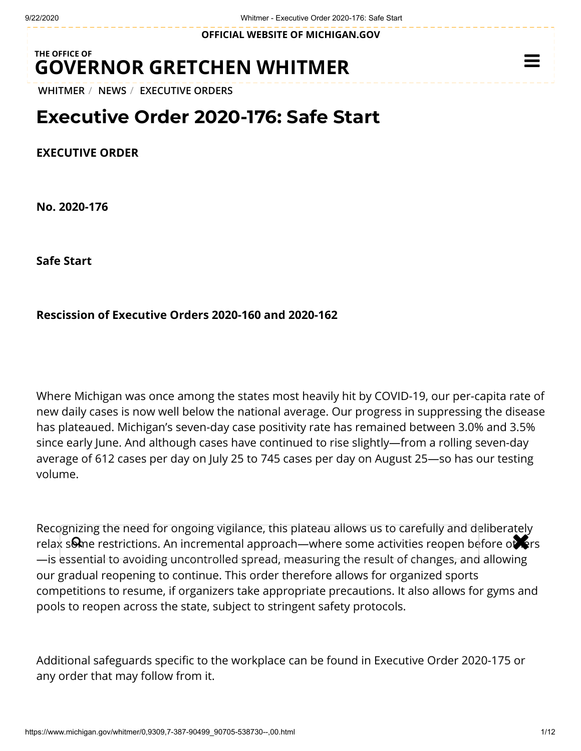OFFICIAL WEBSITE OF MICHIGAN.GOV

THE OFFICE OF
**GOVERNOR GRETCHEN WHITMER**

WHITMER / NEWS / EXECUTIVE ORDERS

# Executive Order 2020-176: Safe Start

**EXECUTIVE ORDER**

**No. 2020-176**

**Safe Start**

**Rescission of Executive Orders 2020-160 and 2020-162**

Where Michigan was once among the states most heavily hit by COVID-19, our per-capita rate of new daily cases is now well below the national average. Our progress in suppressing the disease has plateaued. Michigan's seven-day case positivity rate has remained between 3.0% and 3.5% since early June. And although cases have continued to rise slightly—from a rolling seven-day average of 612 cases per day on July 25 to 745 cases per day on August 25—so has our testing volume.

Recognizing the need for ongoing vigilance, this plateau allows us to carefully and deliberately relax some restrictions. An incremental approach—where some activities reopen before others—is essential to avoiding uncontrolled spread, measuring the result of changes, and allowing our gradual reopening to continue. This order therefore allows for organized sports competitions to resume, if organizers take appropriate precautions. It also allows for gyms and pools to reopen across the state, subject to stringent safety protocols.

Additional safeguards specific to the workplace can be found in Executive Order 2020-175 or any order that may follow from it.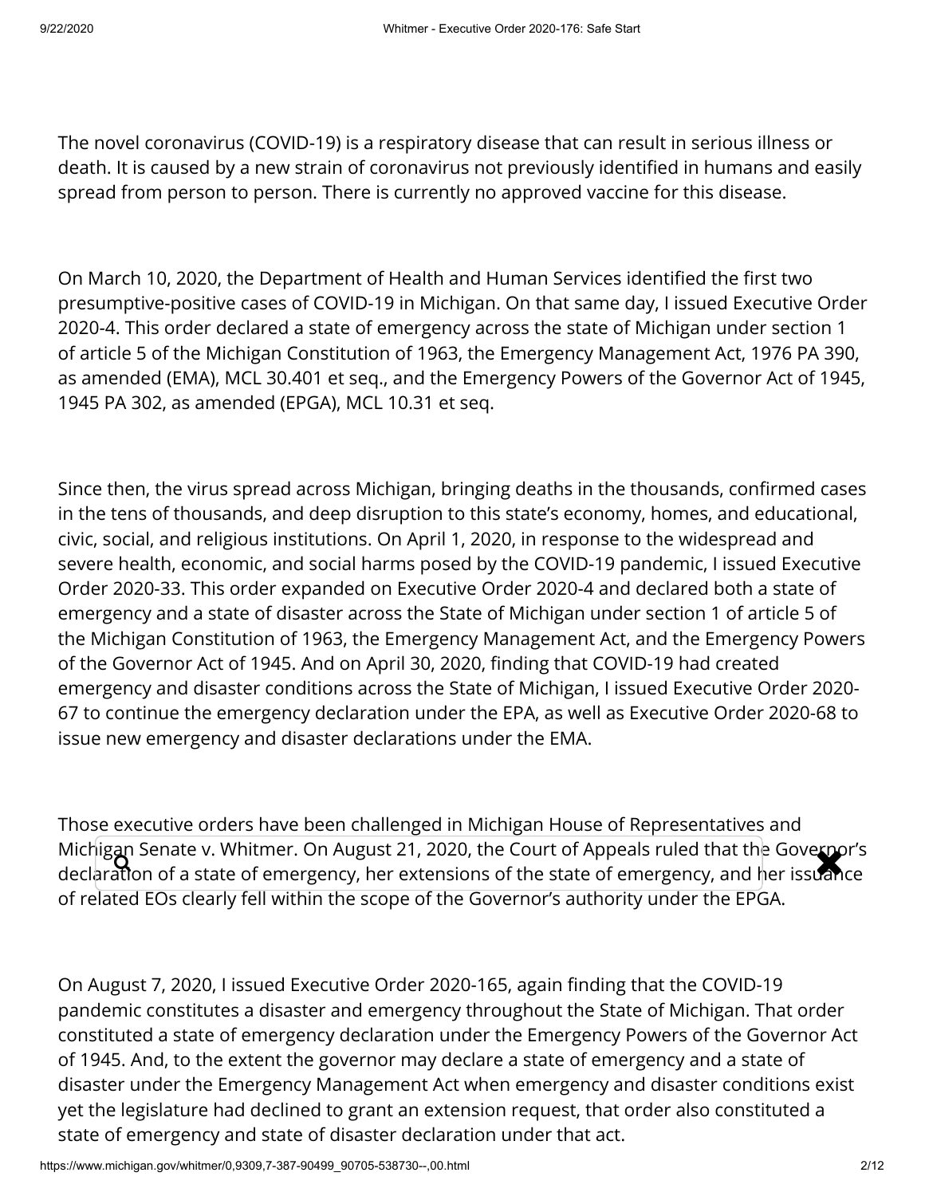The novel coronavirus (COVID-19) is a respiratory disease that can result in serious illness or death. It is caused by a new strain of coronavirus not previously identified in humans and easily spread from person to person. There is currently no approved vaccine for this disease.

On March 10, 2020, the Department of Health and Human Services identified the first two presumptive-positive cases of COVID-19 in Michigan. On that same day, I issued Executive Order 2020-4. This order declared a state of emergency across the state of Michigan under section 1 of article 5 of the Michigan Constitution of 1963, the Emergency Management Act, 1976 PA 390, as amended (EMA), MCL 30.401 et seq., and the Emergency Powers of the Governor Act of 1945, 1945 PA 302, as amended (EPGA), MCL 10.31 et seq.

Since then, the virus spread across Michigan, bringing deaths in the thousands, confirmed cases in the tens of thousands, and deep disruption to this state's economy, homes, and educational, civic, social, and religious institutions. On April 1, 2020, in response to the widespread and severe health, economic, and social harms posed by the COVID-19 pandemic, I issued Executive Order 2020-33. This order expanded on Executive Order 2020-4 and declared both a state of emergency and a state of disaster across the State of Michigan under section 1 of article 5 of the Michigan Constitution of 1963, the Emergency Management Act, and the Emergency Powers of the Governor Act of 1945. And on April 30, 2020, finding that COVID-19 had created emergency and disaster conditions across the State of Michigan, I issued Executive Order 2020-67 to continue the emergency declaration under the EPA, as well as Executive Order 2020-68 to issue new emergency and disaster declarations under the EMA.

Those executive orders have been challenged in Michigan House of Representatives and Michigan Senate v. Whitmer. On August 21, 2020, the Court of Appeals ruled that the Governor's declaration of a state of emergency, her extensions of the state of emergency, and her issuance of related EOs clearly fell within the scope of the Governor's authority under the EPGA.

On August 7, 2020, I issued Executive Order 2020-165, again finding that the COVID-19 pandemic constitutes a disaster and emergency throughout the State of Michigan. That order constituted a state of emergency declaration under the Emergency Powers of the Governor Act of 1945. And, to the extent the governor may declare a state of emergency and a state of disaster under the Emergency Management Act when emergency and disaster conditions exist yet the legislature had declined to grant an extension request, that order also constituted a state of emergency and state of disaster declaration under that act.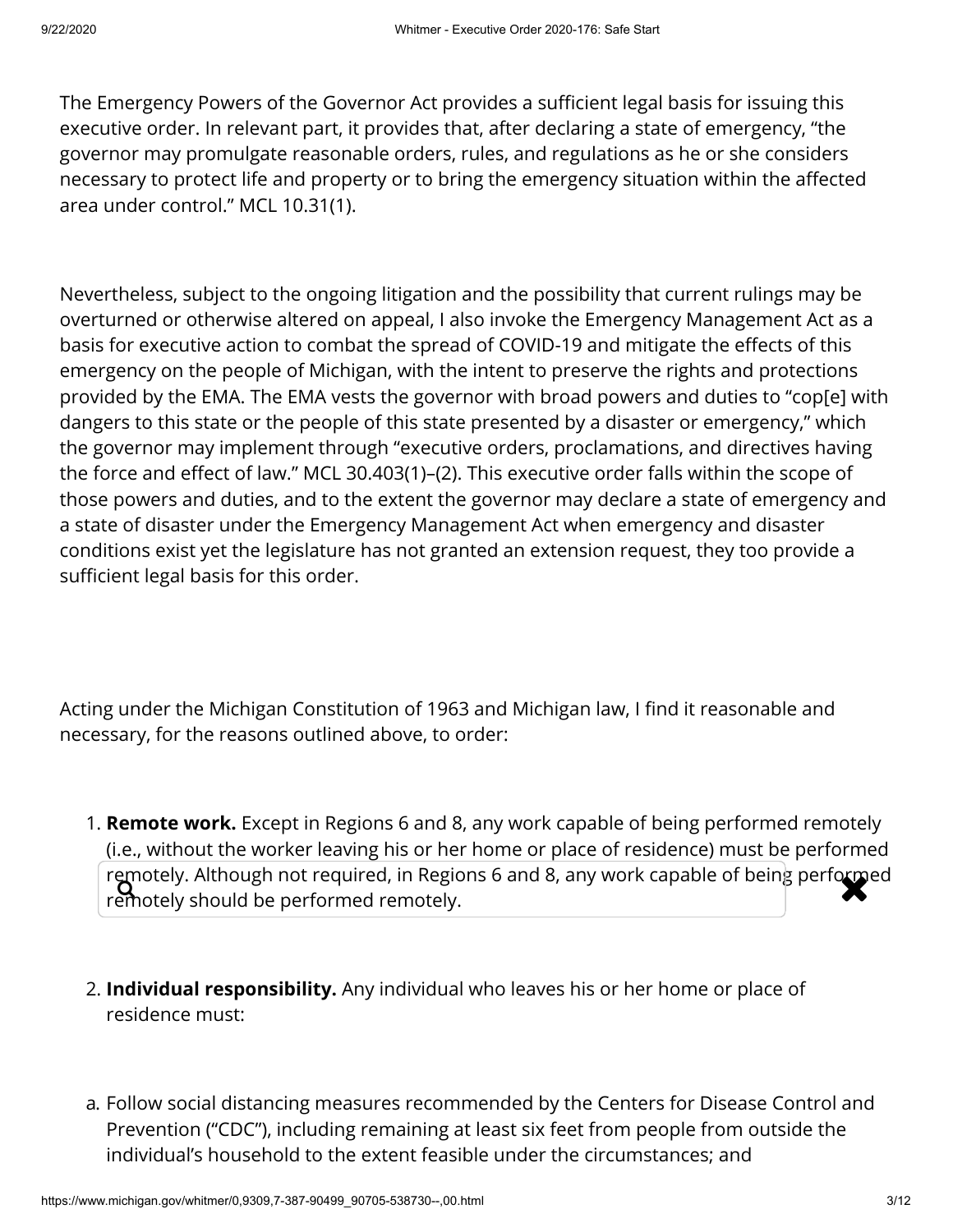The Emergency Powers of the Governor Act provides a sufficient legal basis for issuing this executive order. In relevant part, it provides that, after declaring a state of emergency, "the governor may promulgate reasonable orders, rules, and regulations as he or she considers necessary to protect life and property or to bring the emergency situation within the affected area under control." MCL 10.31(1).

Nevertheless, subject to the ongoing litigation and the possibility that current rulings may be overturned or otherwise altered on appeal, I also invoke the Emergency Management Act as a basis for executive action to combat the spread of COVID-19 and mitigate the effects of this emergency on the people of Michigan, with the intent to preserve the rights and protections provided by the EMA. The EMA vests the governor with broad powers and duties to "cop[e] with dangers to this state or the people of this state presented by a disaster or emergency," which the governor may implement through "executive orders, proclamations, and directives having the force and effect of law." MCL 30.403(1)–(2). This executive order falls within the scope of those powers and duties, and to the extent the governor may declare a state of emergency and a state of disaster under the Emergency Management Act when emergency and disaster conditions exist yet the legislature has not granted an extension request, they too provide a sufficient legal basis for this order.

Acting under the Michigan Constitution of 1963 and Michigan law, I find it reasonable and necessary, for the reasons outlined above, to order:

1. **Remote work.** Except in Regions 6 and 8, any work capable of being performed remotely (i.e., without the worker leaving his or her home or place of residence) must be performed remotely. Although not required, in Regions 6 and 8, any work capable of being performed remotely should be performed remotely.

2. **Individual responsibility.** Any individual who leaves his or her home or place of residence must:

a. Follow social distancing measures recommended by the Centers for Disease Control and Prevention ("CDC"), including remaining at least six feet from people from outside the individual's household to the extent feasible under the circumstances; and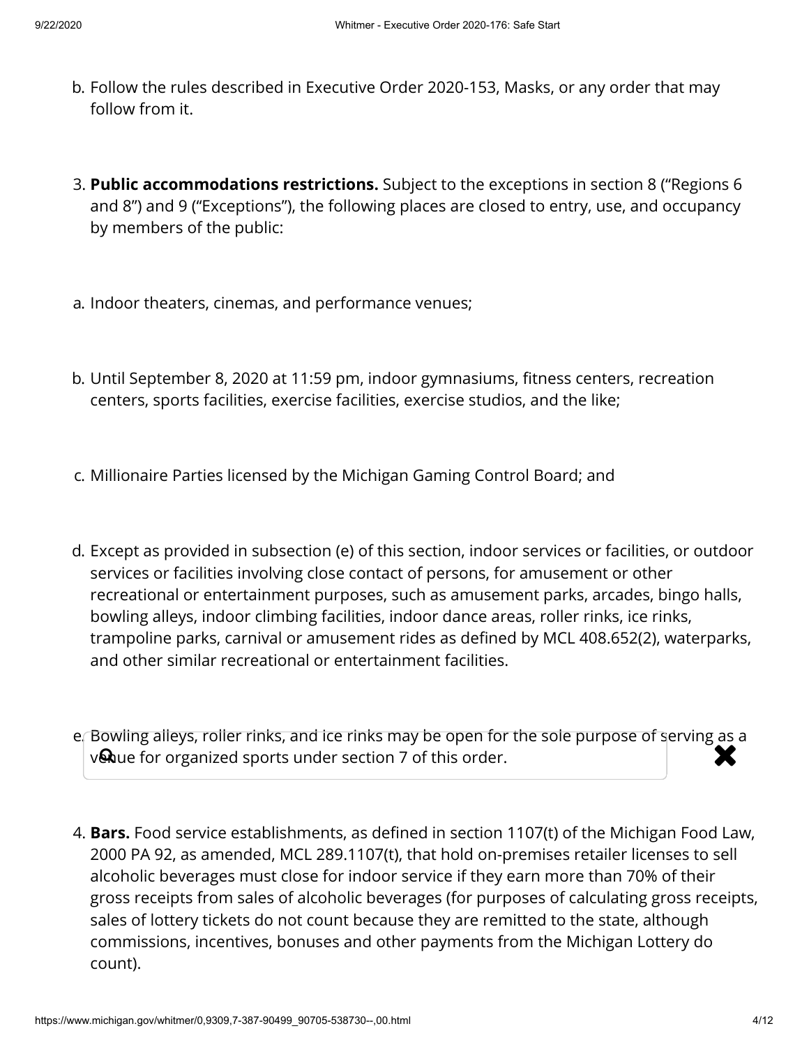b. Follow the rules described in Executive Order 2020-153, Masks, or any order that may follow from it.

3. **Public accommodations restrictions.** Subject to the exceptions in section 8 ("Regions 6 and 8") and 9 ("Exceptions"), the following places are closed to entry, use, and occupancy by members of the public:

a. Indoor theaters, cinemas, and performance venues;

b. Until September 8, 2020 at 11:59 pm, indoor gymnasiums, fitness centers, recreation centers, sports facilities, exercise facilities, exercise studios, and the like;

c. Millionaire Parties licensed by the Michigan Gaming Control Board; and

d. Except as provided in subsection (e) of this section, indoor services or facilities, or outdoor services or facilities involving close contact of persons, for amusement or other recreational or entertainment purposes, such as amusement parks, arcades, bingo halls, bowling alleys, indoor climbing facilities, indoor dance areas, roller rinks, ice rinks, trampoline parks, carnival or amusement rides as defined by MCL 408.652(2), waterparks, and other similar recreational or entertainment facilities.

e. Bowling alleys, roller rinks, and ice rinks may be open for the sole purpose of serving as a venue for organized sports under section 7 of this order.

4. **Bars.** Food service establishments, as defined in section 1107(t) of the Michigan Food Law, 2000 PA 92, as amended, MCL 289.1107(t), that hold on-premises retailer licenses to sell alcoholic beverages must close for indoor service if they earn more than 70% of their gross receipts from sales of alcoholic beverages (for purposes of calculating gross receipts, sales of lottery tickets do not count because they are remitted to the state, although commissions, incentives, bonuses and other payments from the Michigan Lottery do count).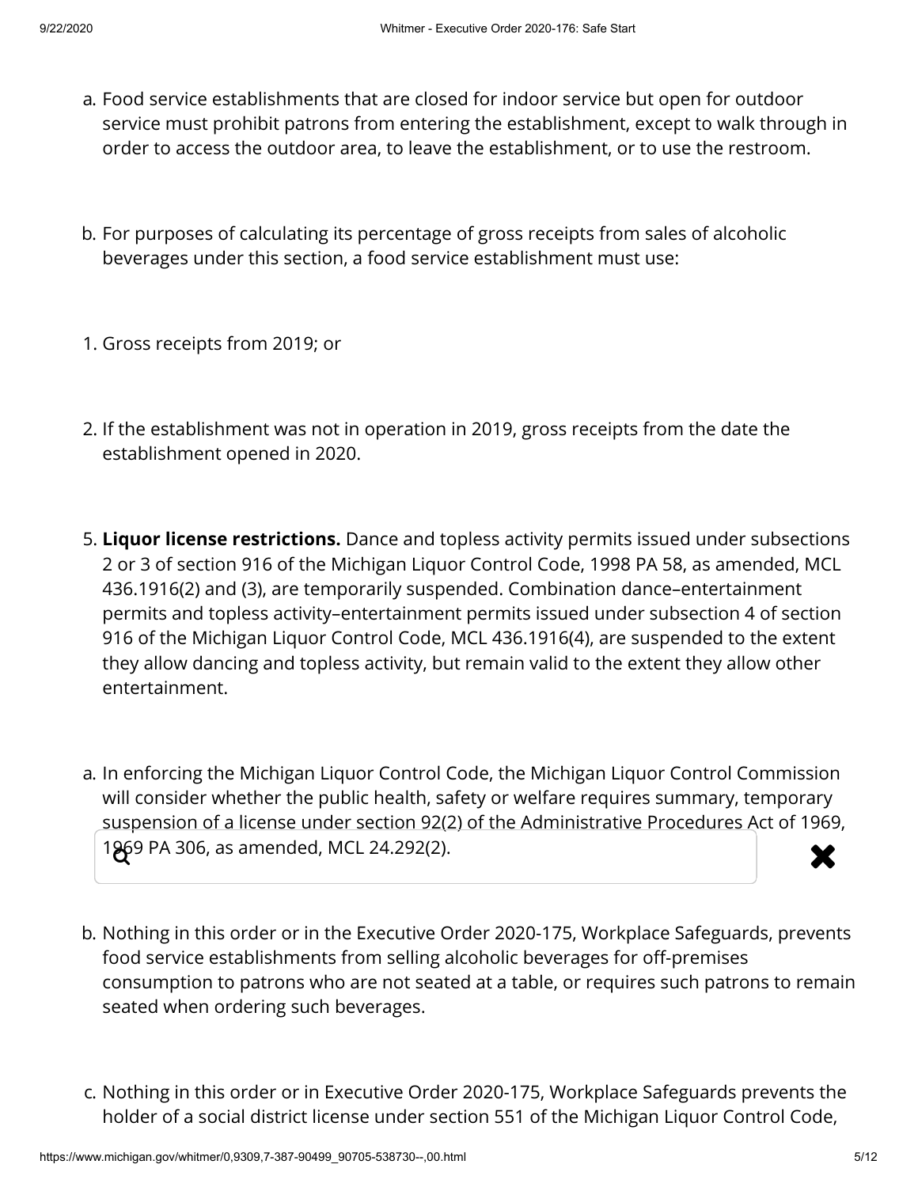a. Food service establishments that are closed for indoor service but open for outdoor service must prohibit patrons from entering the establishment, except to walk through in order to access the outdoor area, to leave the establishment, or to use the restroom.

b. For purposes of calculating its percentage of gross receipts from sales of alcoholic beverages under this section, a food service establishment must use:

1. Gross receipts from 2019; or

2. If the establishment was not in operation in 2019, gross receipts from the date the establishment opened in 2020.

5. **Liquor license restrictions.** Dance and topless activity permits issued under subsections 2 or 3 of section 916 of the Michigan Liquor Control Code, 1998 PA 58, as amended, MCL 436.1916(2) and (3), are temporarily suspended. Combination dance–entertainment permits and topless activity–entertainment permits issued under subsection 4 of section 916 of the Michigan Liquor Control Code, MCL 436.1916(4), are suspended to the extent they allow dancing and topless activity, but remain valid to the extent they allow other entertainment.

a. In enforcing the Michigan Liquor Control Code, the Michigan Liquor Control Commission will consider whether the public health, safety or welfare requires summary, temporary suspension of a license under section 92(2) of the Administrative Procedures Act of 1969, 1969 PA 306, as amended, MCL 24.292(2).

b. Nothing in this order or in the Executive Order 2020-175, Workplace Safeguards, prevents food service establishments from selling alcoholic beverages for off-premises consumption to patrons who are not seated at a table, or requires such patrons to remain seated when ordering such beverages.

c. Nothing in this order or in Executive Order 2020-175, Workplace Safeguards prevents the holder of a social district license under section 551 of the Michigan Liquor Control Code,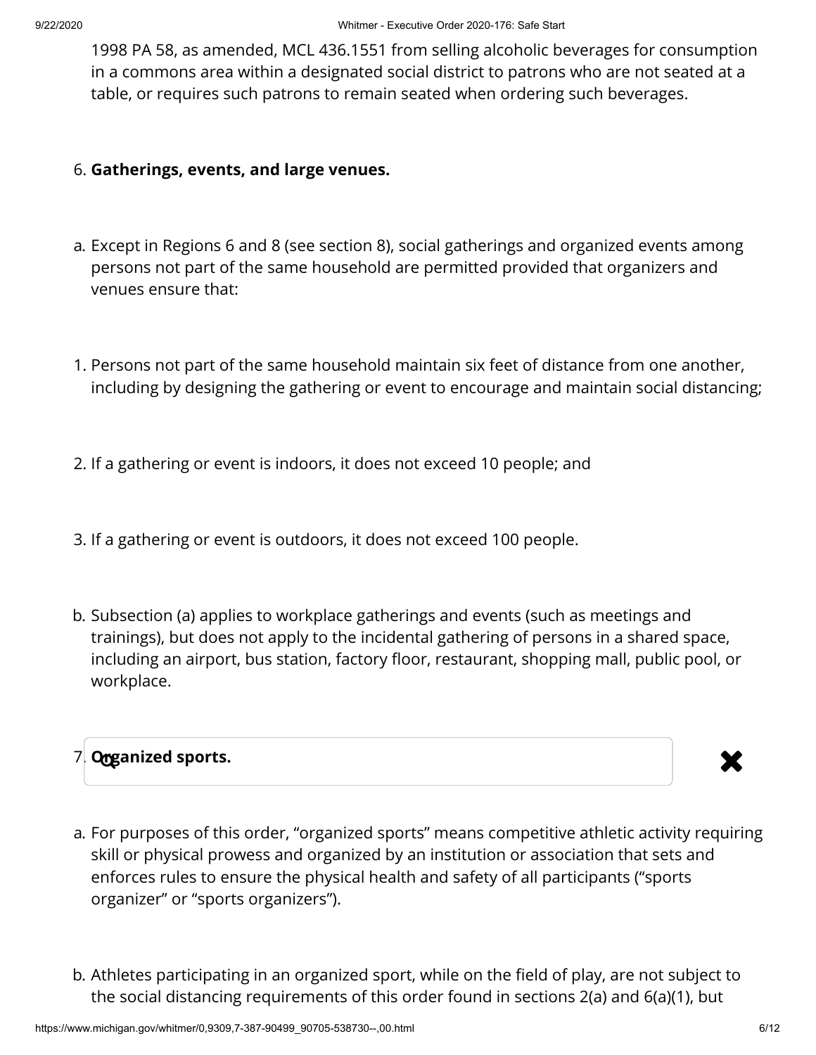1998 PA 58, as amended, MCL 436.1551 from selling alcoholic beverages for consumption in a commons area within a designated social district to patrons who are not seated at a table, or requires such patrons to remain seated when ordering such beverages.

6. **Gatherings, events, and large venues.**

a. Except in Regions 6 and 8 (see section 8), social gatherings and organized events among persons not part of the same household are permitted provided that organizers and venues ensure that:

1. Persons not part of the same household maintain six feet of distance from one another, including by designing the gathering or event to encourage and maintain social distancing;

2. If a gathering or event is indoors, it does not exceed 10 people; and

3. If a gathering or event is outdoors, it does not exceed 100 people.

b. Subsection (a) applies to workplace gatherings and events (such as meetings and trainings), but does not apply to the incidental gathering of persons in a shared space, including an airport, bus station, factory floor, restaurant, shopping mall, public pool, or workplace.

7. **Organized sports.**

a. For purposes of this order, "organized sports" means competitive athletic activity requiring skill or physical prowess and organized by an institution or association that sets and enforces rules to ensure the physical health and safety of all participants ("sports organizer" or "sports organizers").

b. Athletes participating in an organized sport, while on the field of play, are not subject to the social distancing requirements of this order found in sections 2(a) and 6(a)(1), but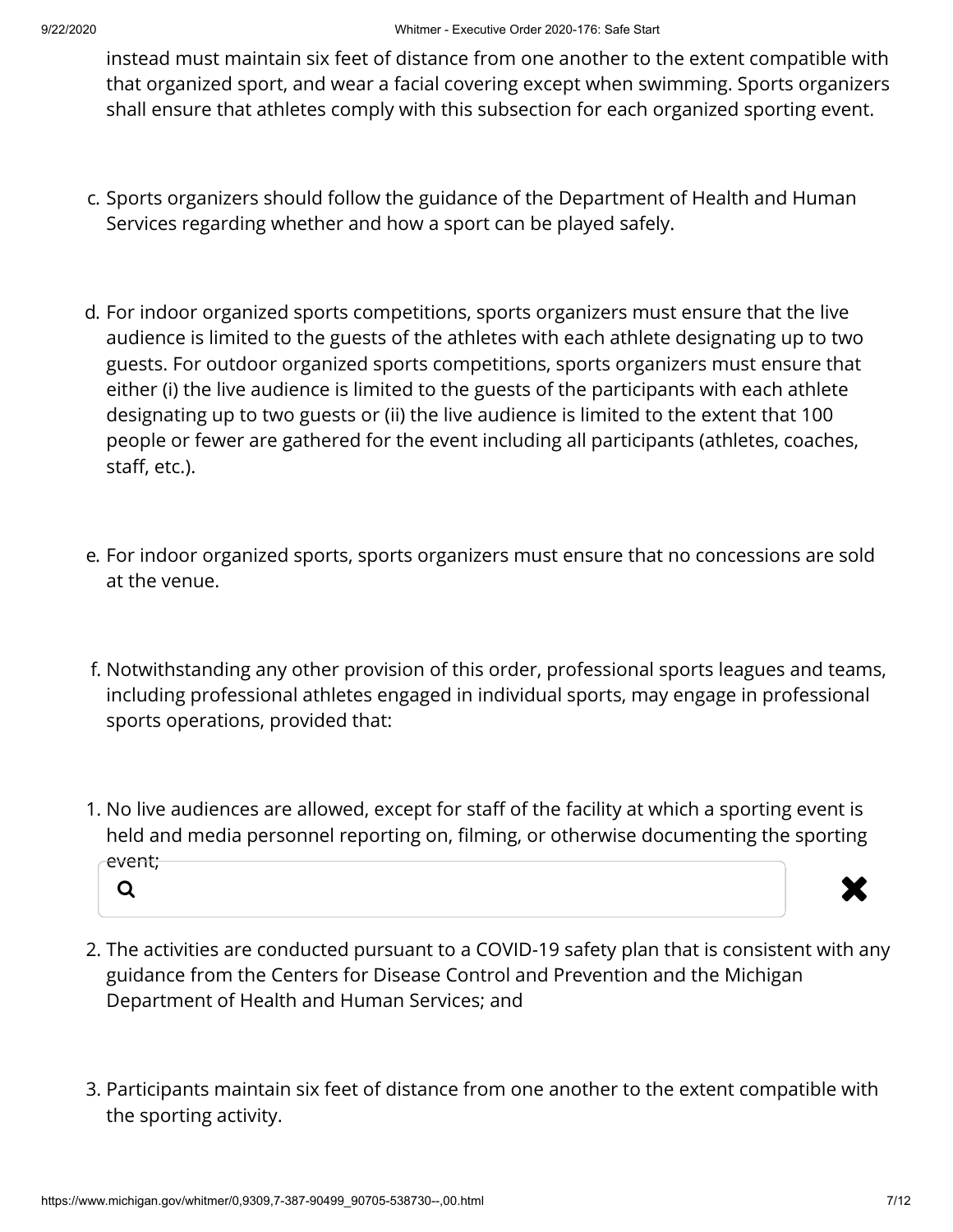instead must maintain six feet of distance from one another to the extent compatible with that organized sport, and wear a facial covering except when swimming. Sports organizers shall ensure that athletes comply with this subsection for each organized sporting event.

c. Sports organizers should follow the guidance of the Department of Health and Human Services regarding whether and how a sport can be played safely.

d. For indoor organized sports competitions, sports organizers must ensure that the live audience is limited to the guests of the athletes with each athlete designating up to two guests. For outdoor organized sports competitions, sports organizers must ensure that either (i) the live audience is limited to the guests of the participants with each athlete designating up to two guests or (ii) the live audience is limited to the extent that 100 people or fewer are gathered for the event including all participants (athletes, coaches, staff, etc.).

e. For indoor organized sports, sports organizers must ensure that no concessions are sold at the venue.

f. Notwithstanding any other provision of this order, professional sports leagues and teams, including professional athletes engaged in individual sports, may engage in professional sports operations, provided that:

1. No live audiences are allowed, except for staff of the facility at which a sporting event is held and media personnel reporting on, filming, or otherwise documenting the sporting event;
2. The activities are conducted pursuant to a COVID-19 safety plan that is consistent with any guidance from the Centers for Disease Control and Prevention and the Michigan Department of Health and Human Services; and
3. Participants maintain six feet of distance from one another to the extent compatible with the sporting activity.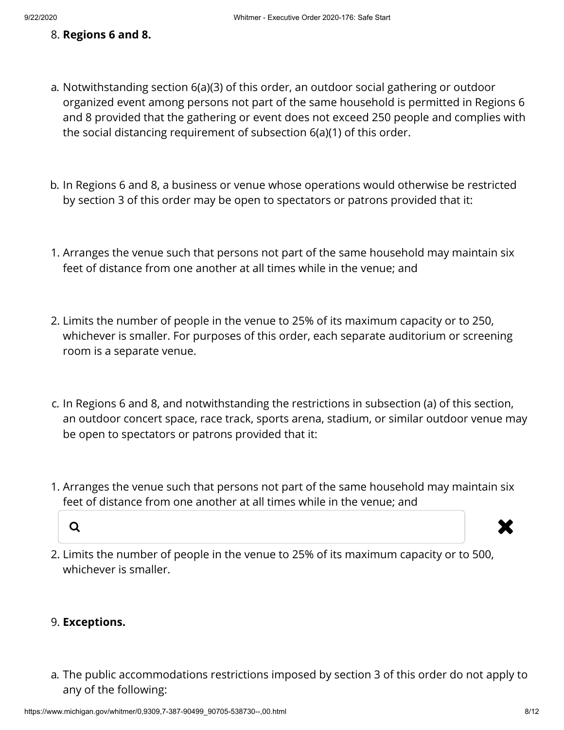8. **Regions 6 and 8.**

a. Notwithstanding section 6(a)(3) of this order, an outdoor social gathering or outdoor organized event among persons not part of the same household is permitted in Regions 6 and 8 provided that the gathering or event does not exceed 250 people and complies with the social distancing requirement of subsection 6(a)(1) of this order.

b. In Regions 6 and 8, a business or venue whose operations would otherwise be restricted by section 3 of this order may be open to spectators or patrons provided that it:

1. Arranges the venue such that persons not part of the same household may maintain six feet of distance from one another at all times while in the venue; and

2. Limits the number of people in the venue to 25% of its maximum capacity or to 250, whichever is smaller. For purposes of this order, each separate auditorium or screening room is a separate venue.

c. In Regions 6 and 8, and notwithstanding the restrictions in subsection (a) of this section, an outdoor concert space, race track, sports arena, stadium, or similar outdoor venue may be open to spectators or patrons provided that it:

1. Arranges the venue such that persons not part of the same household may maintain six feet of distance from one another at all times while in the venue; and

2. Limits the number of people in the venue to 25% of its maximum capacity or to 500, whichever is smaller.

9. **Exceptions.**

a. The public accommodations restrictions imposed by section 3 of this order do not apply to any of the following: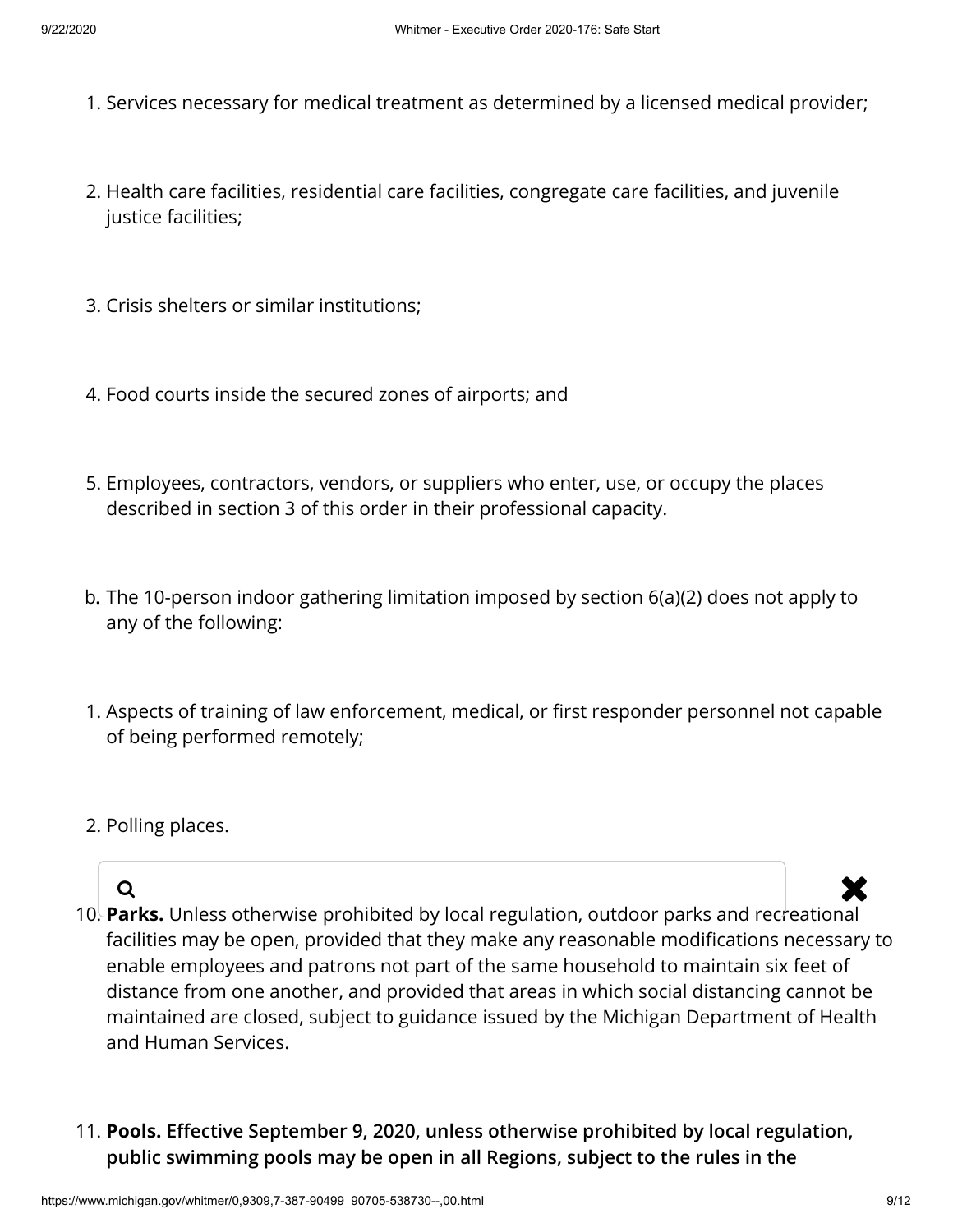1. Services necessary for medical treatment as determined by a licensed medical provider;
2. Health care facilities, residential care facilities, congregate care facilities, and juvenile justice facilities;
3. Crisis shelters or similar institutions;
4. Food courts inside the secured zones of airports; and
5. Employees, contractors, vendors, or suppliers who enter, use, or occupy the places described in section 3 of this order in their professional capacity.

b. The 10-person indoor gathering limitation imposed by section 6(a)(2) does not apply to any of the following:

1. Aspects of training of law enforcement, medical, or first responder personnel not capable of being performed remotely;
2. Polling places.

10. **Parks.** Unless otherwise prohibited by local regulation, outdoor parks and recreational facilities may be open, provided that they make any reasonable modifications necessary to enable employees and patrons not part of the same household to maintain six feet of distance from one another, and provided that areas in which social distancing cannot be maintained are closed, subject to guidance issued by the Michigan Department of Health and Human Services.

11. **Pools. Effective September 9, 2020, unless otherwise prohibited by local regulation, public swimming pools may be open in all Regions, subject to the rules in the**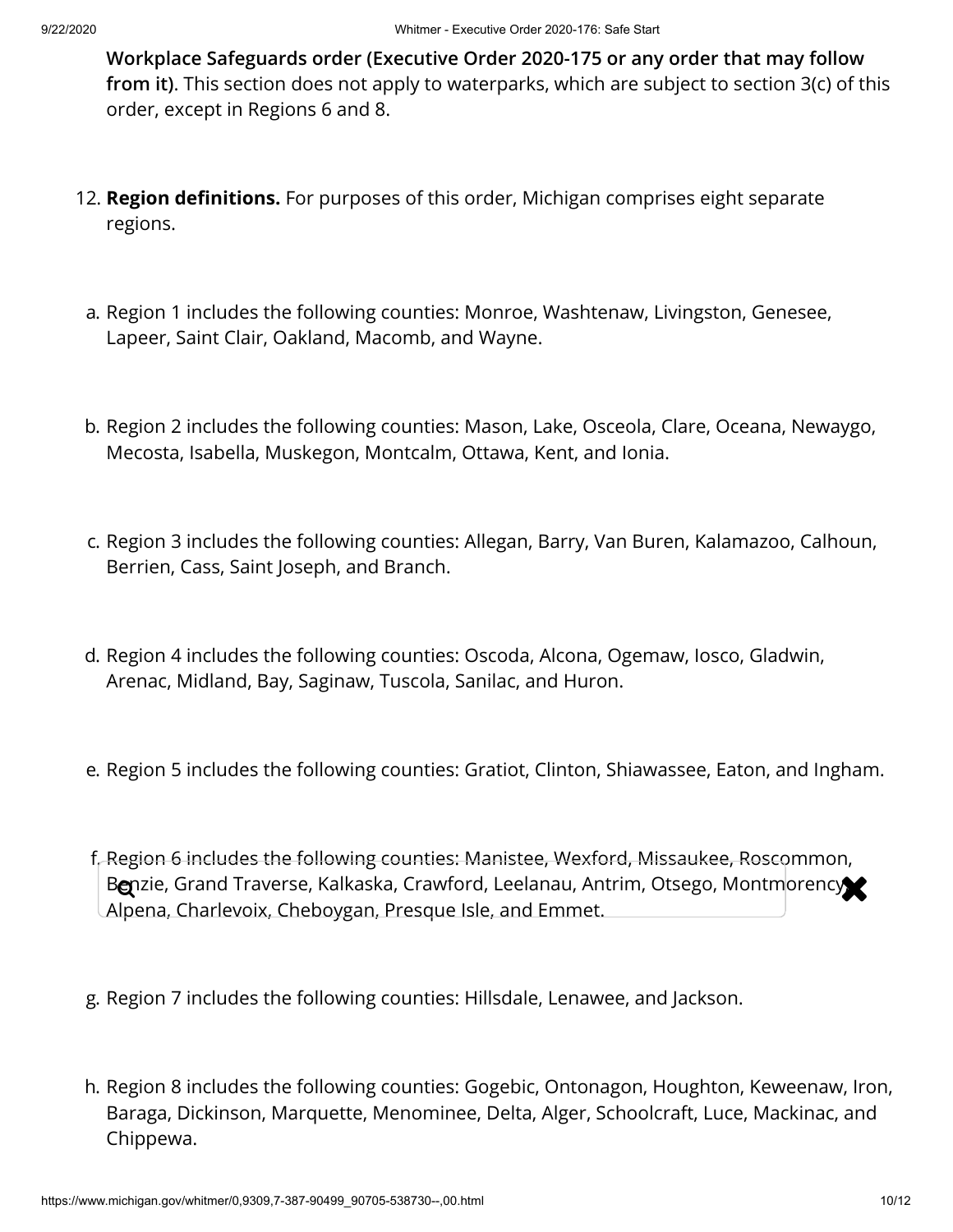**Workplace Safeguards order (Executive Order 2020-175 or any order that may follow from it).** This section does not apply to waterparks, which are subject to section 3(c) of this order, except in Regions 6 and 8.

12. **Region definitions.** For purposes of this order, Michigan comprises eight separate regions.

a. Region 1 includes the following counties: Monroe, Washtenaw, Livingston, Genesee, Lapeer, Saint Clair, Oakland, Macomb, and Wayne.

b. Region 2 includes the following counties: Mason, Lake, Osceola, Clare, Oceana, Newaygo, Mecosta, Isabella, Muskegon, Montcalm, Ottawa, Kent, and Ionia.

c. Region 3 includes the following counties: Allegan, Barry, Van Buren, Kalamazoo, Calhoun, Berrien, Cass, Saint Joseph, and Branch.

d. Region 4 includes the following counties: Oscoda, Alcona, Ogemaw, Iosco, Gladwin, Arenac, Midland, Bay, Saginaw, Tuscola, Sanilac, and Huron.

e. Region 5 includes the following counties: Gratiot, Clinton, Shiawassee, Eaton, and Ingham.

f. Region 6 includes the following counties: Manistee, Wexford, Missaukee, Roscommon, Benzie, Grand Traverse, Kalkaska, Crawford, Leelanau, Antrim, Otsego, Montmorency, Alpena, Charlevoix, Cheboygan, Presque Isle, and Emmet.

g. Region 7 includes the following counties: Hillsdale, Lenawee, and Jackson.

h. Region 8 includes the following counties: Gogebic, Ontonagon, Houghton, Keweenaw, Iron, Baraga, Dickinson, Marquette, Menominee, Delta, Alger, Schoolcraft, Luce, Mackinac, and Chippewa.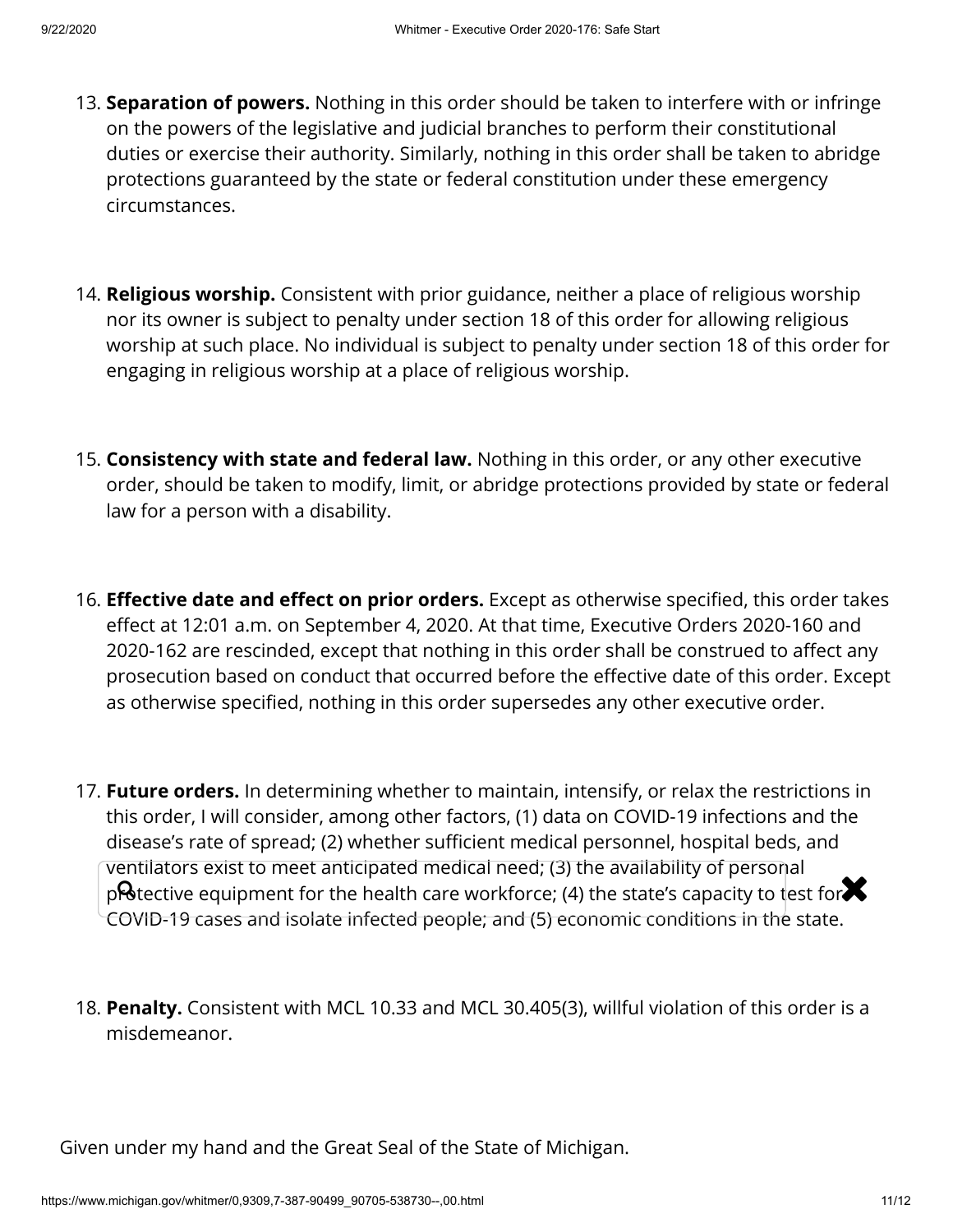13. **Separation of powers.** Nothing in this order should be taken to interfere with or infringe on the powers of the legislative and judicial branches to perform their constitutional duties or exercise their authority. Similarly, nothing in this order shall be taken to abridge protections guaranteed by the state or federal constitution under these emergency circumstances.

14. **Religious worship.** Consistent with prior guidance, neither a place of religious worship nor its owner is subject to penalty under section 18 of this order for allowing religious worship at such place. No individual is subject to penalty under section 18 of this order for engaging in religious worship at a place of religious worship.

15. **Consistency with state and federal law.** Nothing in this order, or any other executive order, should be taken to modify, limit, or abridge protections provided by state or federal law for a person with a disability.

16. **Effective date and effect on prior orders.** Except as otherwise specified, this order takes effect at 12:01 a.m. on September 4, 2020. At that time, Executive Orders 2020-160 and 2020-162 are rescinded, except that nothing in this order shall be construed to affect any prosecution based on conduct that occurred before the effective date of this order. Except as otherwise specified, nothing in this order supersedes any other executive order.

17. **Future orders.** In determining whether to maintain, intensify, or relax the restrictions in this order, I will consider, among other factors, (1) data on COVID-19 infections and the disease's rate of spread; (2) whether sufficient medical personnel, hospital beds, and ventilators exist to meet anticipated medical need; (3) the availability of personal protective equipment for the health care workforce; (4) the state's capacity to test for COVID-19 cases and isolate infected people; and (5) economic conditions in the state.

18. **Penalty.** Consistent with MCL 10.33 and MCL 30.405(3), willful violation of this order is a misdemeanor.

Given under my hand and the Great Seal of the State of Michigan.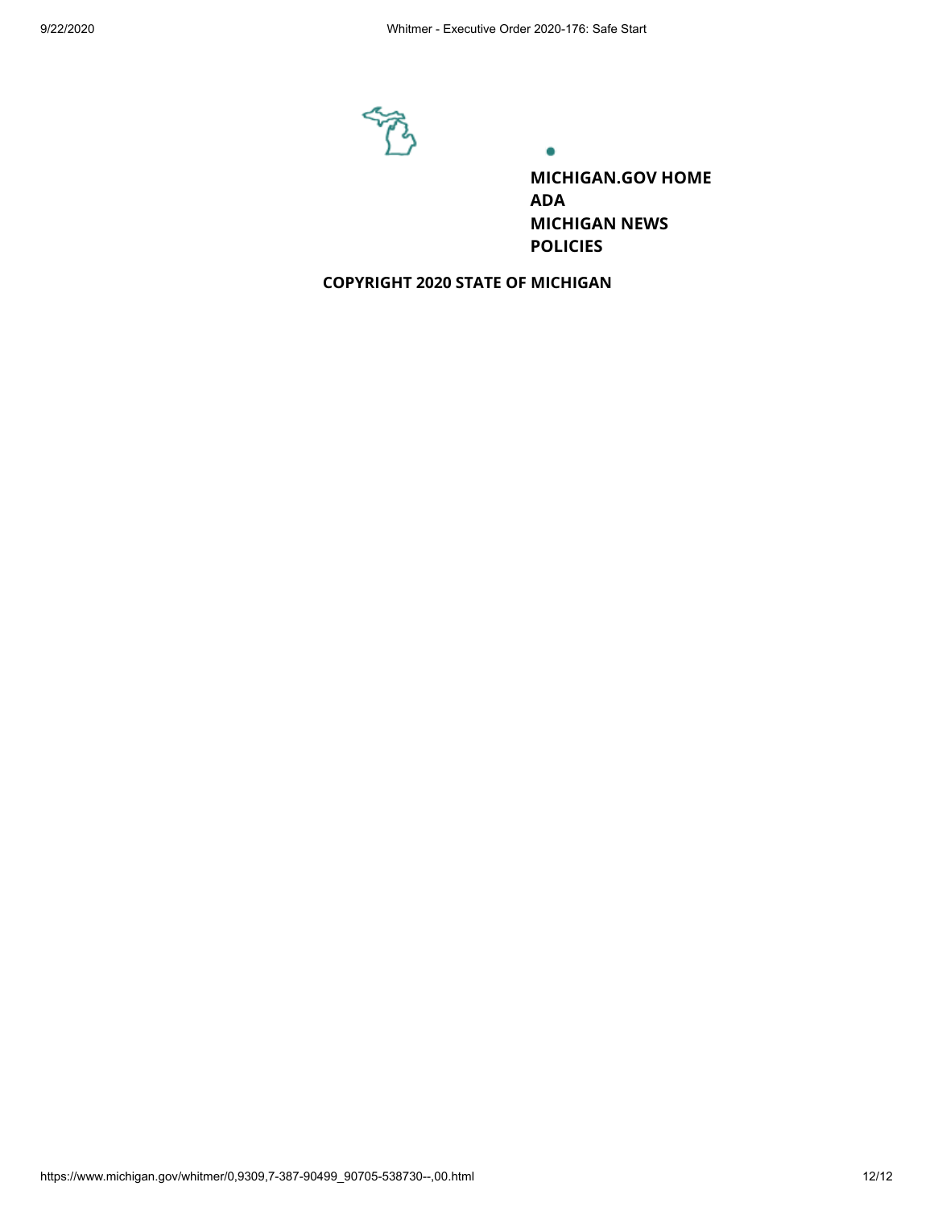- MICHIGAN.GOV HOME
- ADA
- MICHIGAN NEWS
- POLICIES

COPYRIGHT 2020 STATE OF MICHIGAN